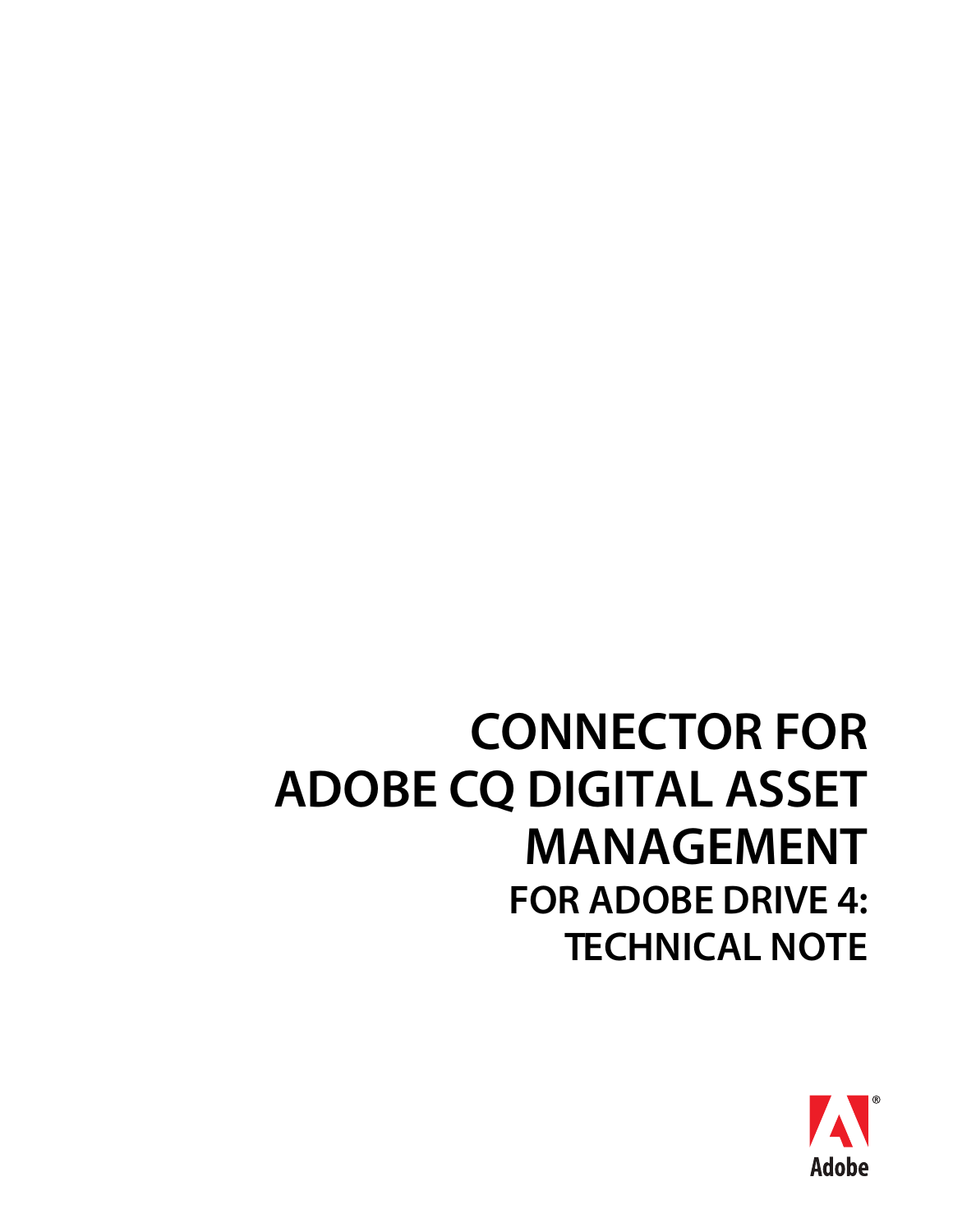# CONNECTOR FOR ADOBE CQ DIGITAL ASSET MANAGEMENT

## FOR ADOBE DRIVE 4: TECHNICAL NOTE

Adobe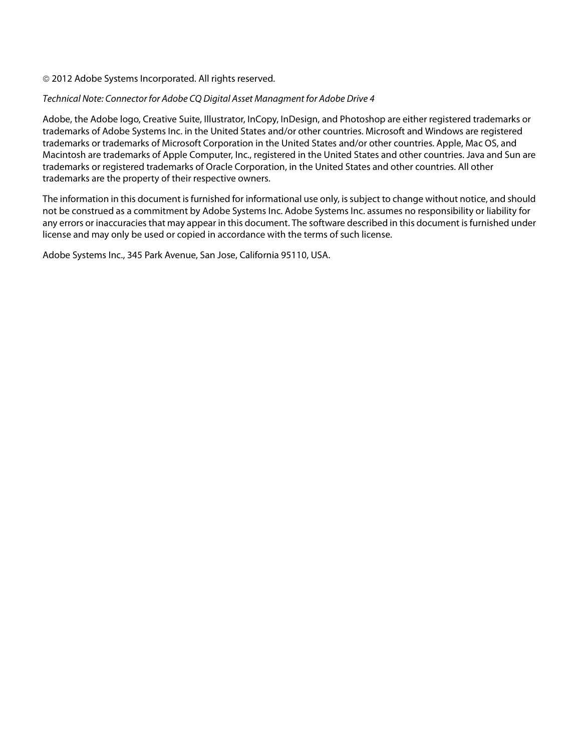© 2012 Adobe Systems Incorporated. All rights reserved.

*Technical Note: Connector for Adobe CQ Digital Asset Managment for Adobe Drive 4*

Adobe, the Adobe logo, Creative Suite, Illustrator, InCopy, InDesign, and Photoshop are either registered trademarks or trademarks of Adobe Systems Inc. in the United States and/or other countries. Microsoft and Windows are registered trademarks or trademarks of Microsoft Corporation in the United States and/or other countries. Apple, Mac OS, and Macintosh are trademarks of Apple Computer, Inc., registered in the United States and other countries. Java and Sun are trademarks or registered trademarks of Oracle Corporation, in the United States and other countries. All other trademarks are the property of their respective owners.

The information in this document is furnished for informational use only, is subject to change without notice, and should not be construed as a commitment by Adobe Systems Inc. Adobe Systems Inc. assumes no responsibility or liability for any errors or inaccuracies that may appear in this document. The software described in this document is furnished under license and may only be used or copied in accordance with the terms of such license.

Adobe Systems Inc., 345 Park Avenue, San Jose, California 95110, USA.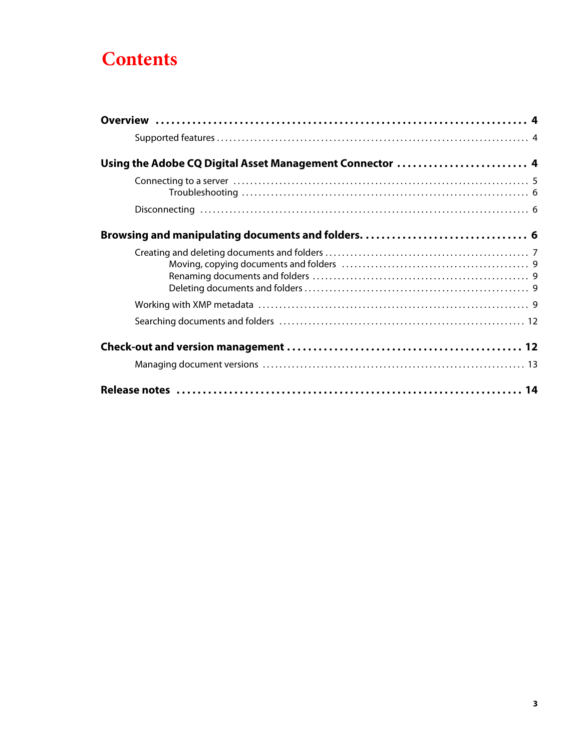# Contents

**Overview** . . . . . . . . . . . . . . . . . . . . . . . . . . . . . . . . . . . . . . . . . . . . . . . . . . . . . . . . . . . . . . . . . 4

- Supported features . . . . . . . . . . . . . . . . . . . . . . . . . . . . . . . . . . . . . . . . . . . . . . . . . . . . . . . . . . 4

**Using the Adobe CQ Digital Asset Management Connector** . . . . . . . . . . . . . . . . . . . . . . . . . 4

- Connecting to a server . . . . . . . . . . . . . . . . . . . . . . . . . . . . . . . . . . . . . . . . . . . . . . . . . . . . . . . 5
  - Troubleshooting . . . . . . . . . . . . . . . . . . . . . . . . . . . . . . . . . . . . . . . . . . . . . . . . . . . . . . . . 6
- Disconnecting . . . . . . . . . . . . . . . . . . . . . . . . . . . . . . . . . . . . . . . . . . . . . . . . . . . . . . . . . . . . . 6

**Browsing and manipulating documents and folders.** . . . . . . . . . . . . . . . . . . . . . . . . . . . . . . . 6

- Creating and deleting documents and folders . . . . . . . . . . . . . . . . . . . . . . . . . . . . . . . . . . . . . . 7
  - Moving, copying documents and folders . . . . . . . . . . . . . . . . . . . . . . . . . . . . . . . . . . . . . . 9
  - Renaming documents and folders . . . . . . . . . . . . . . . . . . . . . . . . . . . . . . . . . . . . . . . . . . . 9
  - Deleting documents and folders . . . . . . . . . . . . . . . . . . . . . . . . . . . . . . . . . . . . . . . . . . . . 9
- Working with XMP metadata . . . . . . . . . . . . . . . . . . . . . . . . . . . . . . . . . . . . . . . . . . . . . . . . . 9
- Searching documents and folders . . . . . . . . . . . . . . . . . . . . . . . . . . . . . . . . . . . . . . . . . . . . . . 12

**Check-out and version management** . . . . . . . . . . . . . . . . . . . . . . . . . . . . . . . . . . . . . . . . . . . 12

- Managing document versions . . . . . . . . . . . . . . . . . . . . . . . . . . . . . . . . . . . . . . . . . . . . . . . . . 13

**Release notes** . . . . . . . . . . . . . . . . . . . . . . . . . . . . . . . . . . . . . . . . . . . . . . . . . . . . . . . . . . . . . 14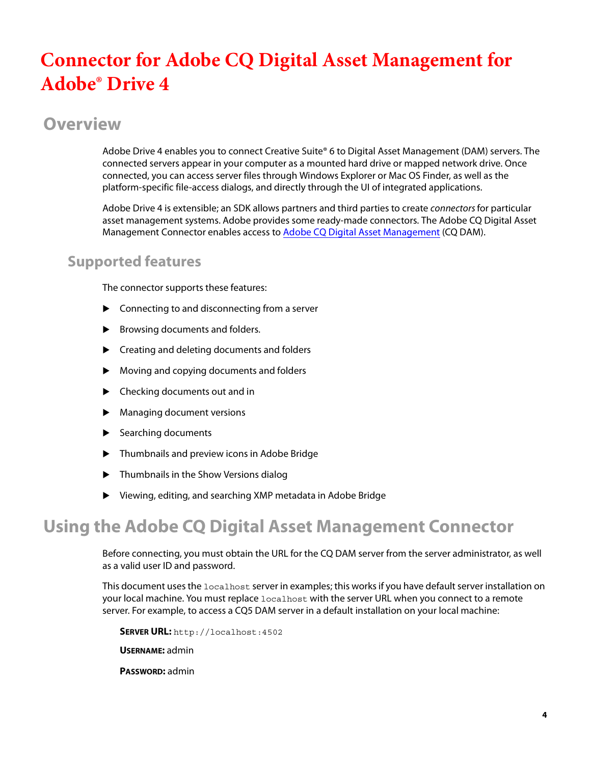# Connector for Adobe CQ Digital Asset Management for Adobe® Drive 4

## Overview

Adobe Drive 4 enables you to connect Creative Suite® 6 to Digital Asset Management (DAM) servers. The connected servers appear in your computer as a mounted hard drive or mapped network drive. Once connected, you can access server files through Windows Explorer or Mac OS Finder, as well as the platform-specific file-access dialogs, and directly through the UI of integrated applications.

Adobe Drive 4 is extensible; an SDK allows partners and third parties to create *connectors* for particular asset management systems. Adobe provides some ready-made connectors. The Adobe CQ Digital Asset Management Connector enables access to Adobe CQ Digital Asset Management (CQ DAM).

### Supported features

The connector supports these features:

- Connecting to and disconnecting from a server
- Browsing documents and folders.
- Creating and deleting documents and folders
- Moving and copying documents and folders
- Checking documents out and in
- Managing document versions
- Searching documents
- Thumbnails and preview icons in Adobe Bridge
- Thumbnails in the Show Versions dialog
- Viewing, editing, and searching XMP metadata in Adobe Bridge

## Using the Adobe CQ Digital Asset Management Connector

Before connecting, you must obtain the URL for the CQ DAM server from the server administrator, as well as a valid user ID and password.

This document uses the `localhost` server in examples; this works if you have default server installation on your local machine. You must replace `localhost` with the server URL when you connect to a remote server. For example, to access a CQ5 DAM server in a default installation on your local machine:

**Server URL:** `http://localhost:4502`

**Username:** admin

**Password:** admin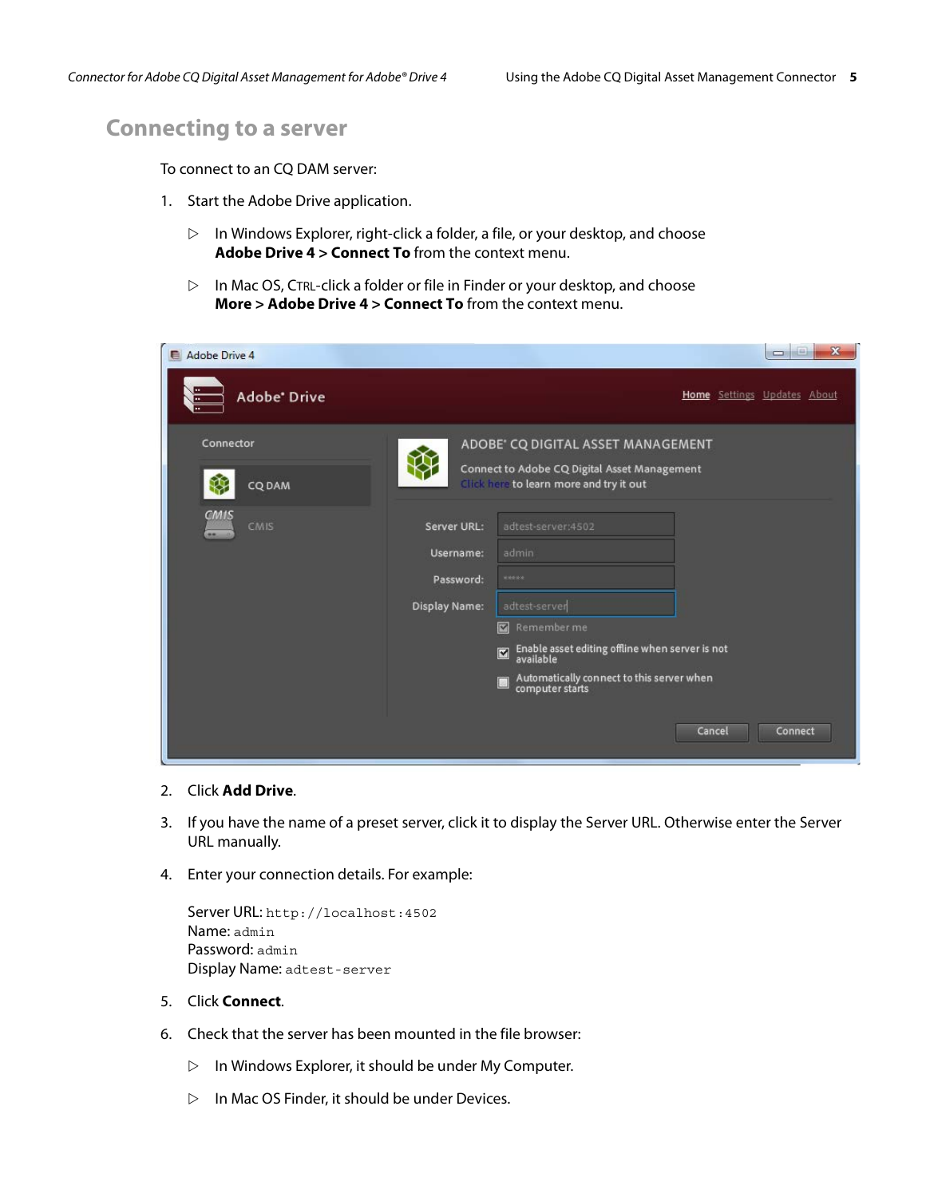## Connecting to a server

To connect to an CQ DAM server:

1. Start the Adobe Drive application.

   - In Windows Explorer, right-click a folder, a file, or your desktop, and choose **Adobe Drive 4 > Connect To** from the context menu.
   - In Mac OS, CTRL-click a folder or file in Finder or your desktop, and choose **More > Adobe Drive 4 > Connect To** from the context menu.

2. Click **Add Drive**.

3. If you have the name of a preset server, click it to display the Server URL. Otherwise enter the Server URL manually.

4. Enter your connection details. For example:

   Server URL: `http://localhost:4502`
   Name: `admin`
   Password: `admin`
   Display Name: `adtest-server`

5. Click **Connect**.

6. Check that the server has been mounted in the file browser:

   - In Windows Explorer, it should be under My Computer.
   - In Mac OS Finder, it should be under Devices.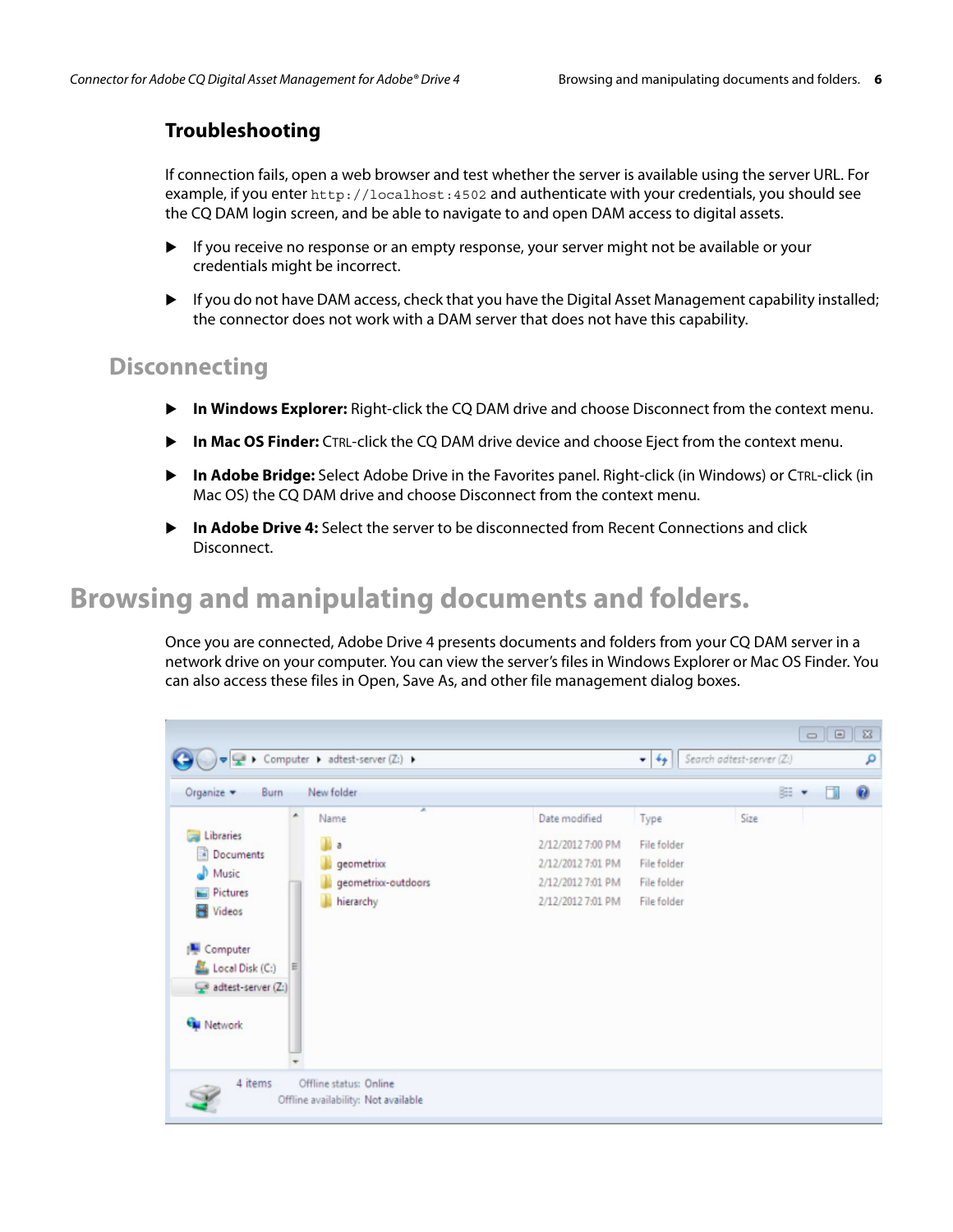### Troubleshooting

If connection fails, open a web browser and test whether the server is available using the server URL. For example, if you enter `http://localhost:4502` and authenticate with your credentials, you should see the CQ DAM login screen, and be able to navigate to and open DAM access to digital assets.

- If you receive no response or an empty response, your server might not be available or your credentials might be incorrect.
- If you do not have DAM access, check that you have the Digital Asset Management capability installed; the connector does not work with a DAM server that does not have this capability.

## Disconnecting

- **In Windows Explorer:** Right-click the CQ DAM drive and choose Disconnect from the context menu.
- **In Mac OS Finder:** CTRL-click the CQ DAM drive device and choose Eject from the context menu.
- **In Adobe Bridge:** Select Adobe Drive in the Favorites panel. Right-click (in Windows) or CTRL-click (in Mac OS) the CQ DAM drive and choose Disconnect from the context menu.
- **In Adobe Drive 4:** Select the server to be disconnected from Recent Connections and click Disconnect.

# Browsing and manipulating documents and folders.

Once you are connected, Adobe Drive 4 presents documents and folders from your CQ DAM server in a network drive on your computer. You can view the server's files in Windows Explorer or Mac OS Finder. You can also access these files in Open, Save As, and other file management dialog boxes.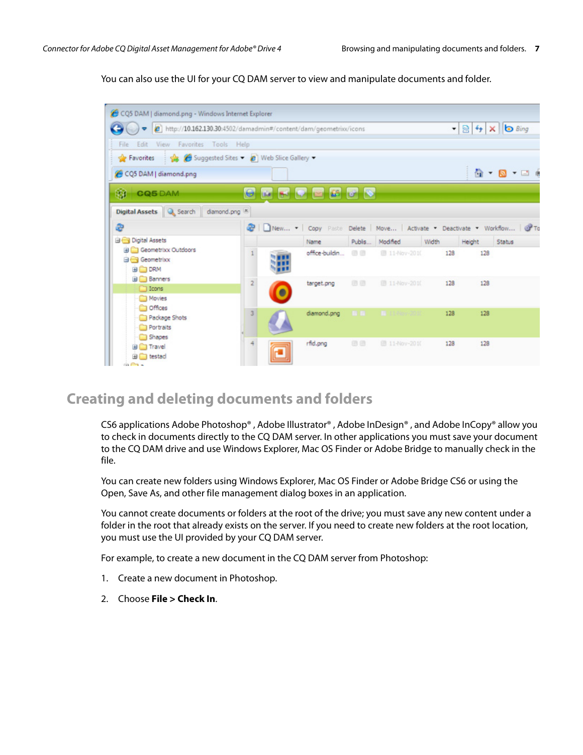You can also use the UI for your CQ DAM server to view and manipulate documents and folder.

## Creating and deleting documents and folders

CS6 applications Adobe Photoshop®, Adobe Illustrator®, Adobe InDesign®, and Adobe InCopy® allow you to check in documents directly to the CQ DAM server. In other applications you must save your document to the CQ DAM drive and use Windows Explorer, Mac OS Finder or Adobe Bridge to manually check in the file.

You can create new folders using Windows Explorer, Mac OS Finder or Adobe Bridge CS6 or using the Open, Save As, and other file management dialog boxes in an application.

You cannot create documents or folders at the root of the drive; you must save any new content under a folder in the root that already exists on the server. If you need to create new folders at the root location, you must use the UI provided by your CQ DAM server.

For example, to create a new document in the CQ DAM server from Photoshop:

1. Create a new document in Photoshop.
2. Choose **File > Check In**.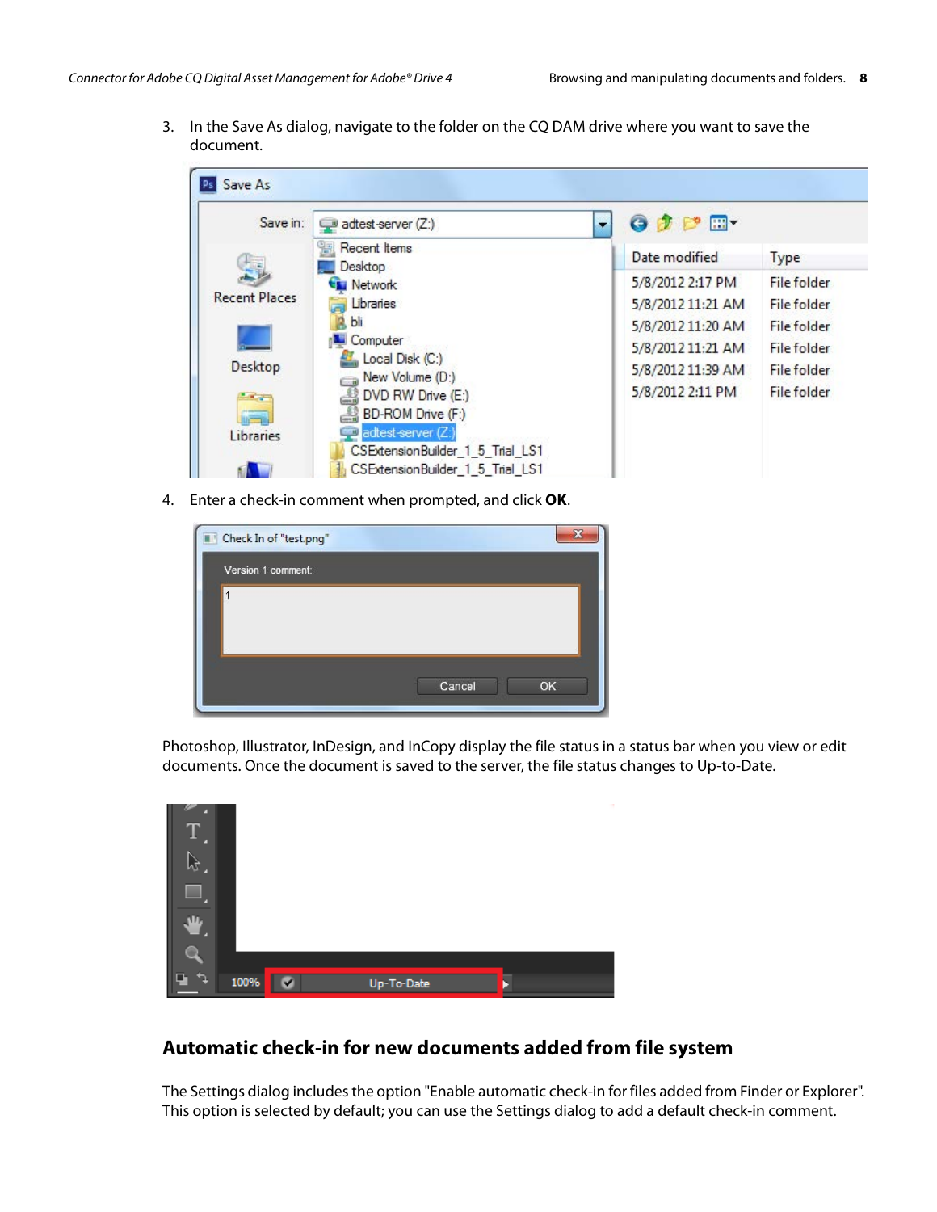3. In the Save As dialog, navigate to the folder on the CQ DAM drive where you want to save the document.

4. Enter a check-in comment when prompted, and click **OK**.

Photoshop, Illustrator, InDesign, and InCopy display the file status in a status bar when you view or edit documents. Once the document is saved to the server, the file status changes to Up-to-Date.

## Automatic check-in for new documents added from file system

The Settings dialog includes the option "Enable automatic check-in for files added from Finder or Explorer". This option is selected by default; you can use the Settings dialog to add a default check-in comment.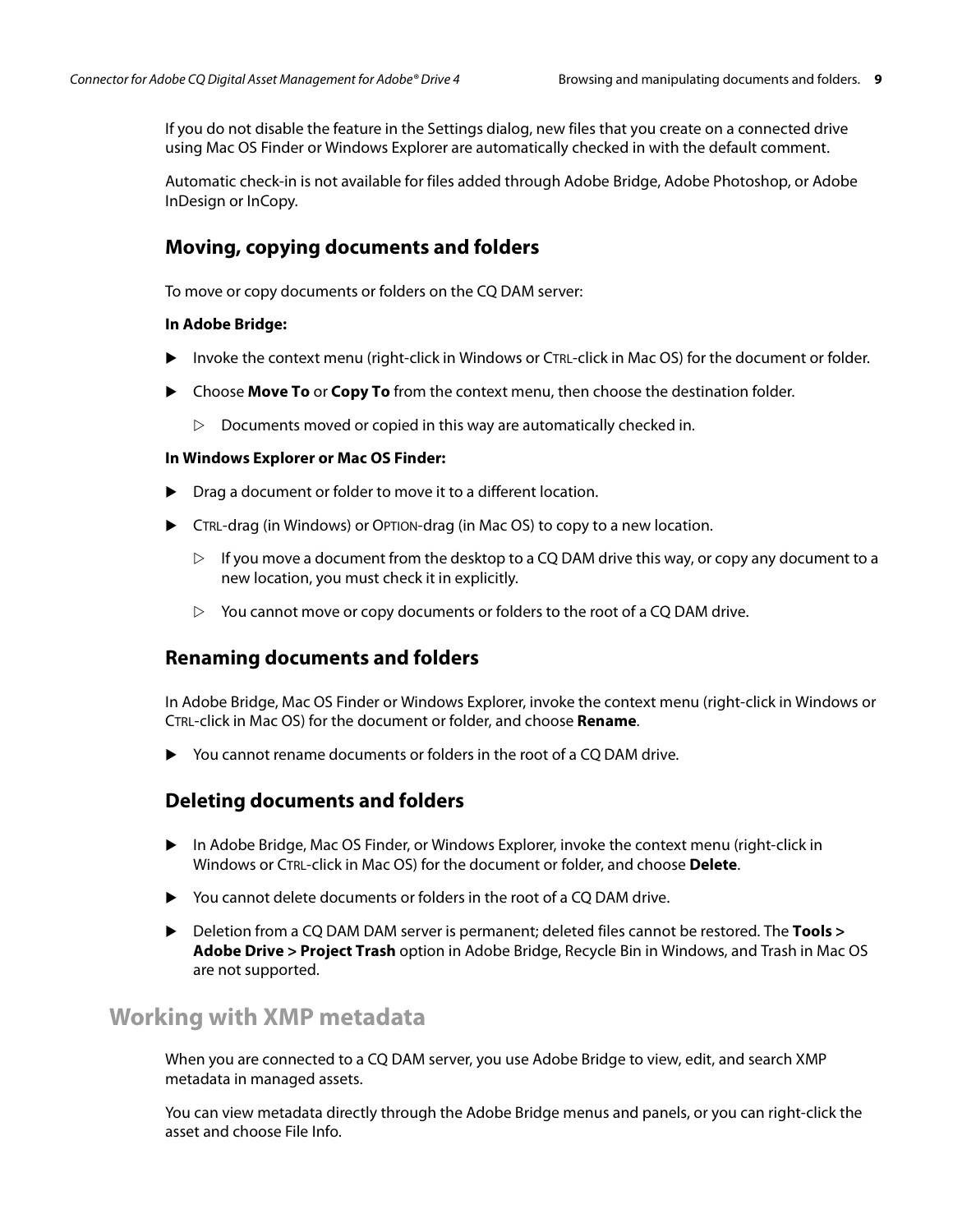If you do not disable the feature in the Settings dialog, new files that you create on a connected drive using Mac OS Finder or Windows Explorer are automatically checked in with the default comment.

Automatic check-in is not available for files added through Adobe Bridge, Adobe Photoshop, or Adobe InDesign or InCopy.

### Moving, copying documents and folders

To move or copy documents or folders on the CQ DAM server:

**In Adobe Bridge:**

- Invoke the context menu (right-click in Windows or CTRL-click in Mac OS) for the document or folder.
- Choose **Move To** or **Copy To** from the context menu, then choose the destination folder.
  - Documents moved or copied in this way are automatically checked in.

**In Windows Explorer or Mac OS Finder:**

- Drag a document or folder to move it to a different location.
- CTRL-drag (in Windows) or OPTION-drag (in Mac OS) to copy to a new location.
  - If you move a document from the desktop to a CQ DAM drive this way, or copy any document to a new location, you must check it in explicitly.
  - You cannot move or copy documents or folders to the root of a CQ DAM drive.

### Renaming documents and folders

In Adobe Bridge, Mac OS Finder or Windows Explorer, invoke the context menu (right-click in Windows or CTRL-click in Mac OS) for the document or folder, and choose **Rename**.

- You cannot rename documents or folders in the root of a CQ DAM drive.

### Deleting documents and folders

- In Adobe Bridge, Mac OS Finder, or Windows Explorer, invoke the context menu (right-click in Windows or CTRL-click in Mac OS) for the document or folder, and choose **Delete**.
- You cannot delete documents or folders in the root of a CQ DAM drive.
- Deletion from a CQ DAM DAM server is permanent; deleted files cannot be restored. The **Tools > Adobe Drive > Project Trash** option in Adobe Bridge, Recycle Bin in Windows, and Trash in Mac OS are not supported.

## Working with XMP metadata

When you are connected to a CQ DAM server, you use Adobe Bridge to view, edit, and search XMP metadata in managed assets.

You can view metadata directly through the Adobe Bridge menus and panels, or you can right-click the asset and choose File Info.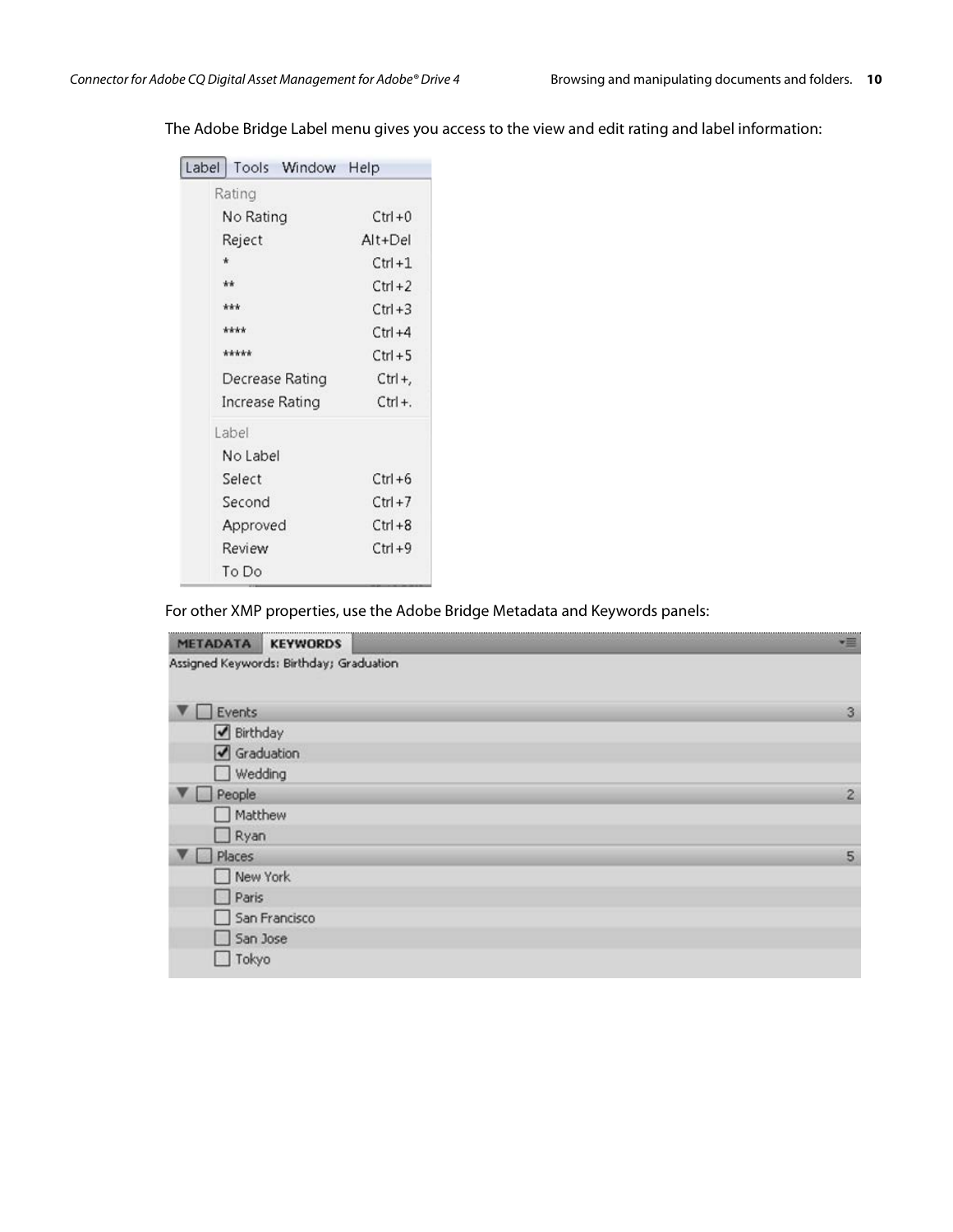The Adobe Bridge Label menu gives you access to the view and edit rating and label information:

For other XMP properties, use the Adobe Bridge Metadata and Keywords panels: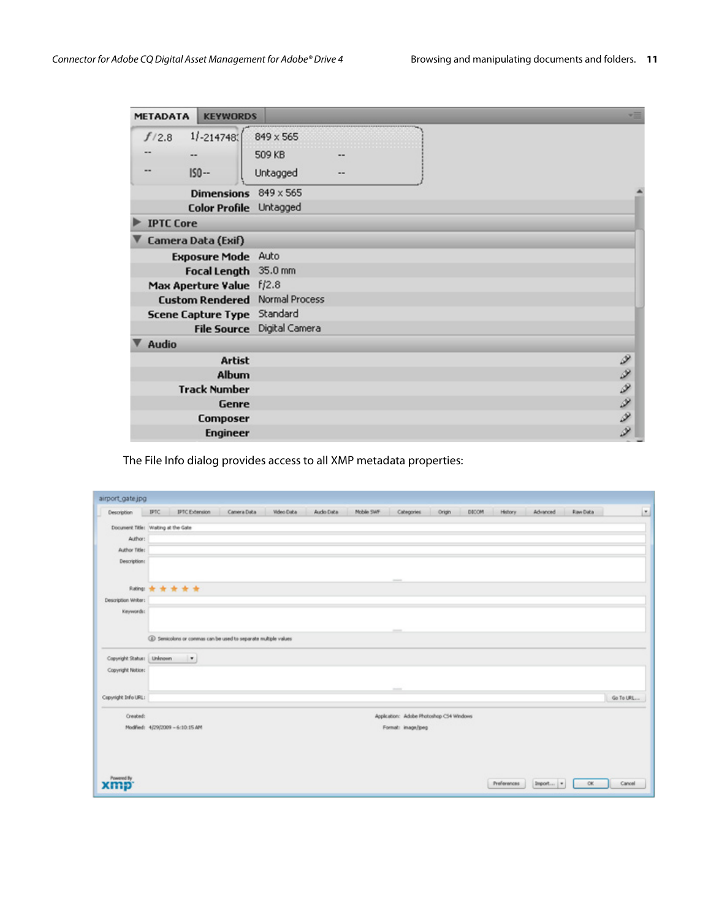The File Info dialog provides access to all XMP metadata properties: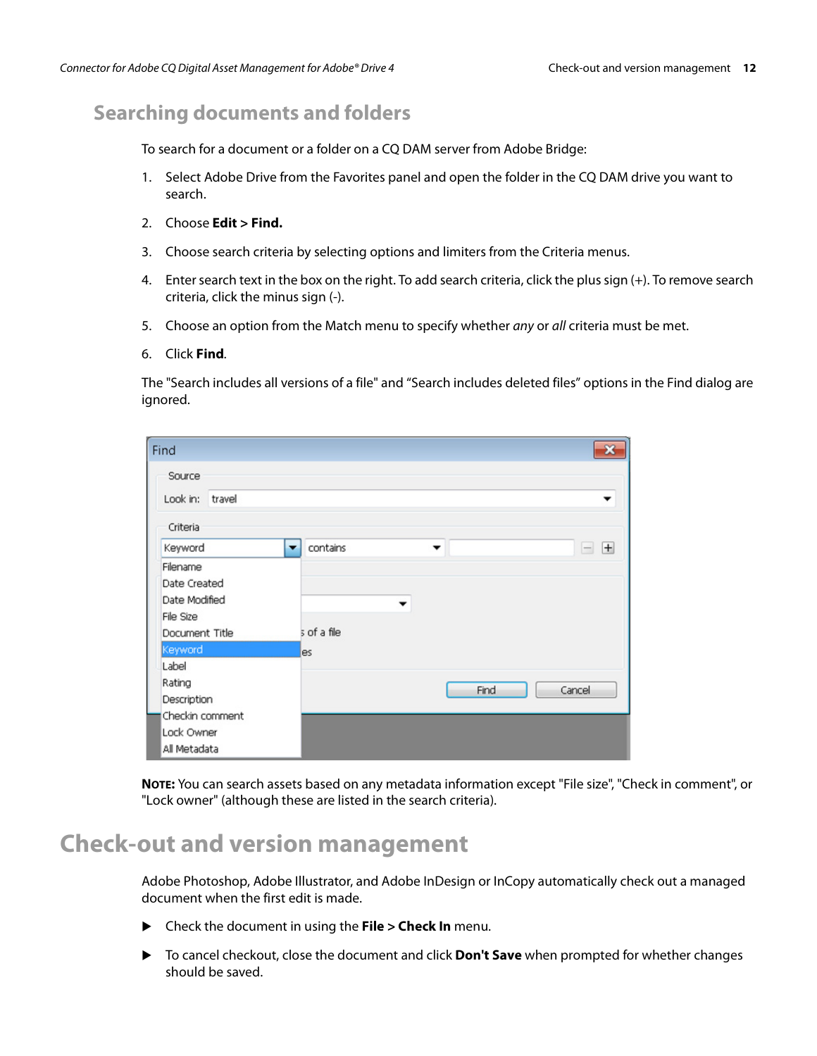## Searching documents and folders

To search for a document or a folder on a CQ DAM server from Adobe Bridge:

1. Select Adobe Drive from the Favorites panel and open the folder in the CQ DAM drive you want to search.
2. Choose **Edit > Find.**
3. Choose search criteria by selecting options and limiters from the Criteria menus.
4. Enter search text in the box on the right. To add search criteria, click the plus sign (+). To remove search criteria, click the minus sign (-).
5. Choose an option from the Match menu to specify whether *any* or *all* criteria must be met.
6. Click **Find**.

The "Search includes all versions of a file" and "Search includes deleted files" options in the Find dialog are ignored.

**NOTE:** You can search assets based on any metadata information except "File size", "Check in comment", or "Lock owner" (although these are listed in the search criteria).

# Check-out and version management

Adobe Photoshop, Adobe Illustrator, and Adobe InDesign or InCopy automatically check out a managed document when the first edit is made.

- Check the document in using the **File > Check In** menu.
- To cancel checkout, close the document and click **Don't Save** when prompted for whether changes should be saved.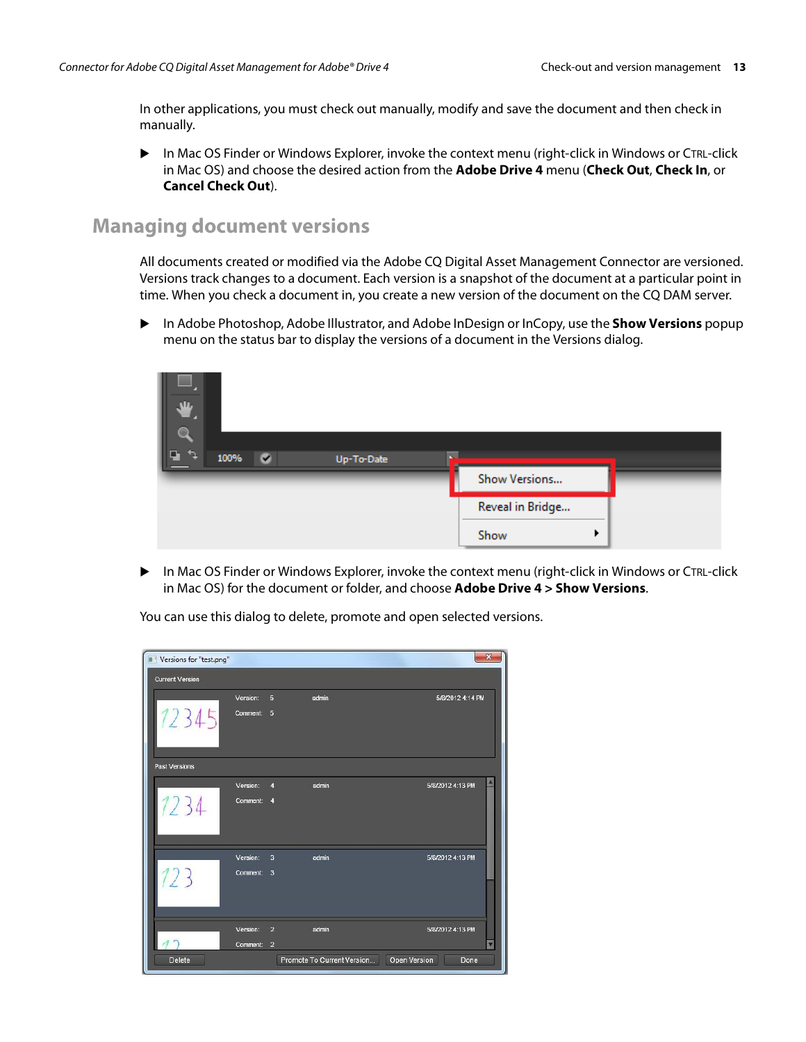In other applications, you must check out manually, modify and save the document and then check in manually.

- In Mac OS Finder or Windows Explorer, invoke the context menu (right-click in Windows or CTRL-click in Mac OS) and choose the desired action from the **Adobe Drive 4** menu (**Check Out**, **Check In**, or **Cancel Check Out**).

## Managing document versions

All documents created or modified via the Adobe CQ Digital Asset Management Connector are versioned. Versions track changes to a document. Each version is a snapshot of the document at a particular point in time. When you check a document in, you create a new version of the document on the CQ DAM server.

- In Adobe Photoshop, Adobe Illustrator, and Adobe InDesign or InCopy, use the **Show Versions** popup menu on the status bar to display the versions of a document in the Versions dialog.

- In Mac OS Finder or Windows Explorer, invoke the context menu (right-click in Windows or CTRL-click in Mac OS) for the document or folder, and choose **Adobe Drive 4 > Show Versions**.

You can use this dialog to delete, promote and open selected versions.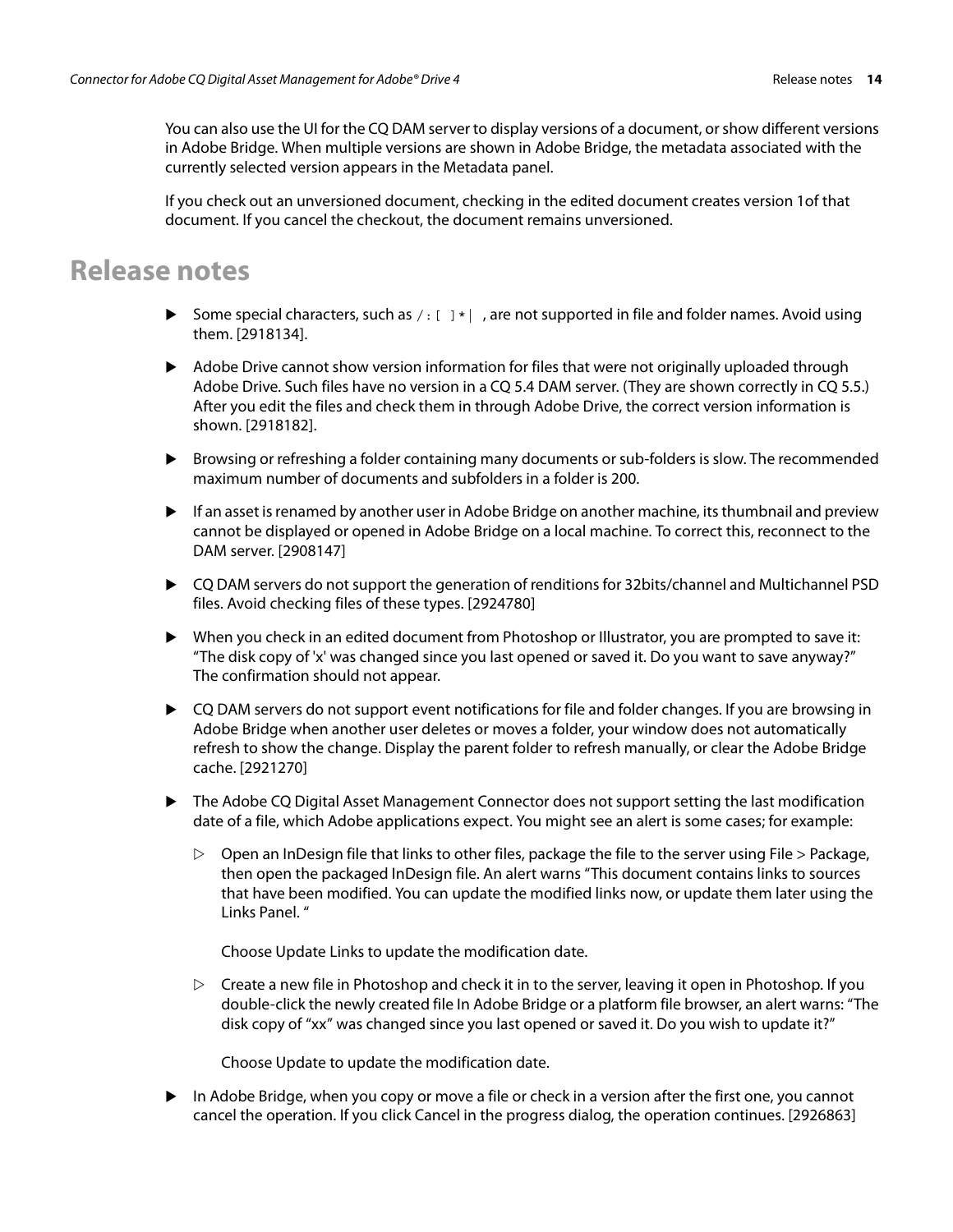You can also use the UI for the CQ DAM server to display versions of a document, or show different versions in Adobe Bridge. When multiple versions are shown in Adobe Bridge, the metadata associated with the currently selected version appears in the Metadata panel.

If you check out an unversioned document, checking in the edited document creates version 1of that document. If you cancel the checkout, the document remains unversioned.

# Release notes

- Some special characters, such as `/ : [ ] * |` , are not supported in file and folder names. Avoid using them. [2918134].
- Adobe Drive cannot show version information for files that were not originally uploaded through Adobe Drive. Such files have no version in a CQ 5.4 DAM server. (They are shown correctly in CQ 5.5.) After you edit the files and check them in through Adobe Drive, the correct version information is shown. [2918182].
- Browsing or refreshing a folder containing many documents or sub-folders is slow. The recommended maximum number of documents and subfolders in a folder is 200.
- If an asset is renamed by another user in Adobe Bridge on another machine, its thumbnail and preview cannot be displayed or opened in Adobe Bridge on a local machine. To correct this, reconnect to the DAM server. [2908147]
- CQ DAM servers do not support the generation of renditions for 32bits/channel and Multichannel PSD files. Avoid checking files of these types. [2924780]
- When you check in an edited document from Photoshop or Illustrator, you are prompted to save it: “The disk copy of 'x' was changed since you last opened or saved it. Do you want to save anyway?” The confirmation should not appear.
- CQ DAM servers do not support event notifications for file and folder changes. If you are browsing in Adobe Bridge when another user deletes or moves a folder, your window does not automatically refresh to show the change. Display the parent folder to refresh manually, or clear the Adobe Bridge cache. [2921270]
- The Adobe CQ Digital Asset Management Connector does not support setting the last modification date of a file, which Adobe applications expect. You might see an alert is some cases; for example:
  - Open an InDesign file that links to other files, package the file to the server using File > Package, then open the packaged InDesign file. An alert warns “This document contains links to sources that have been modified. You can update the modified links now, or update them later using the Links Panel. “

    Choose Update Links to update the modification date.
  - Create a new file in Photoshop and check it in to the server, leaving it open in Photoshop. If you double-click the newly created file In Adobe Bridge or a platform file browser, an alert warns: “The disk copy of “xx” was changed since you last opened or saved it. Do you wish to update it?”

    Choose Update to update the modification date.
- In Adobe Bridge, when you copy or move a file or check in a version after the first one, you cannot cancel the operation. If you click Cancel in the progress dialog, the operation continues. [2926863]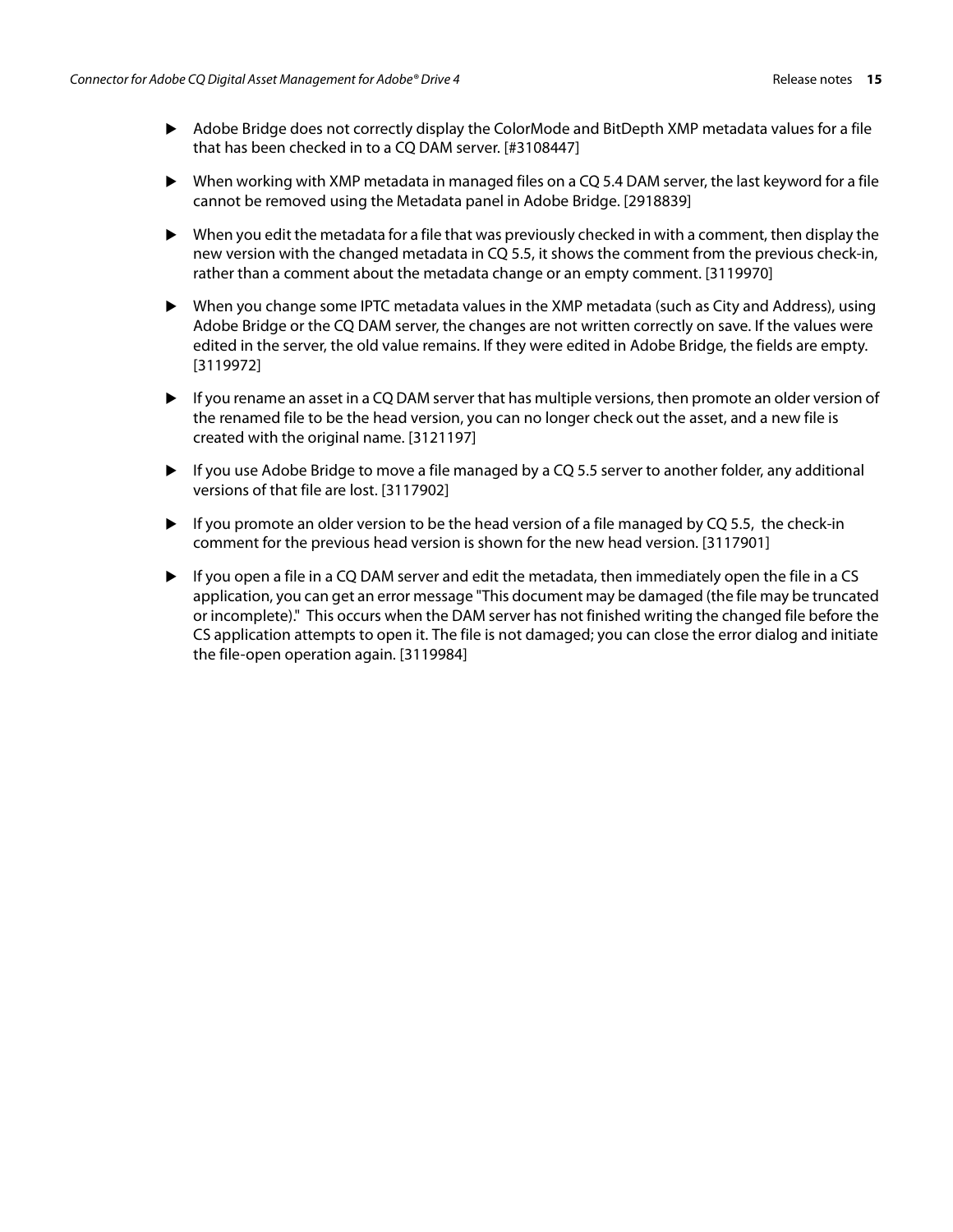- Adobe Bridge does not correctly display the ColorMode and BitDepth XMP metadata values for a file that has been checked in to a CQ DAM server. [#3108447]
- When working with XMP metadata in managed files on a CQ 5.4 DAM server, the last keyword for a file cannot be removed using the Metadata panel in Adobe Bridge. [2918839]
- When you edit the metadata for a file that was previously checked in with a comment, then display the new version with the changed metadata in CQ 5.5, it shows the comment from the previous check-in, rather than a comment about the metadata change or an empty comment. [3119970]
- When you change some IPTC metadata values in the XMP metadata (such as City and Address), using Adobe Bridge or the CQ DAM server, the changes are not written correctly on save. If the values were edited in the server, the old value remains. If they were edited in Adobe Bridge, the fields are empty. [3119972]
- If you rename an asset in a CQ DAM server that has multiple versions, then promote an older version of the renamed file to be the head version, you can no longer check out the asset, and a new file is created with the original name. [3121197]
- If you use Adobe Bridge to move a file managed by a CQ 5.5 server to another folder, any additional versions of that file are lost. [3117902]
- If you promote an older version to be the head version of a file managed by CQ 5.5, the check-in comment for the previous head version is shown for the new head version. [3117901]
- If you open a file in a CQ DAM server and edit the metadata, then immediately open the file in a CS application, you can get an error message "This document may be damaged (the file may be truncated or incomplete)." This occurs when the DAM server has not finished writing the changed file before the CS application attempts to open it. The file is not damaged; you can close the error dialog and initiate the file-open operation again. [3119984]